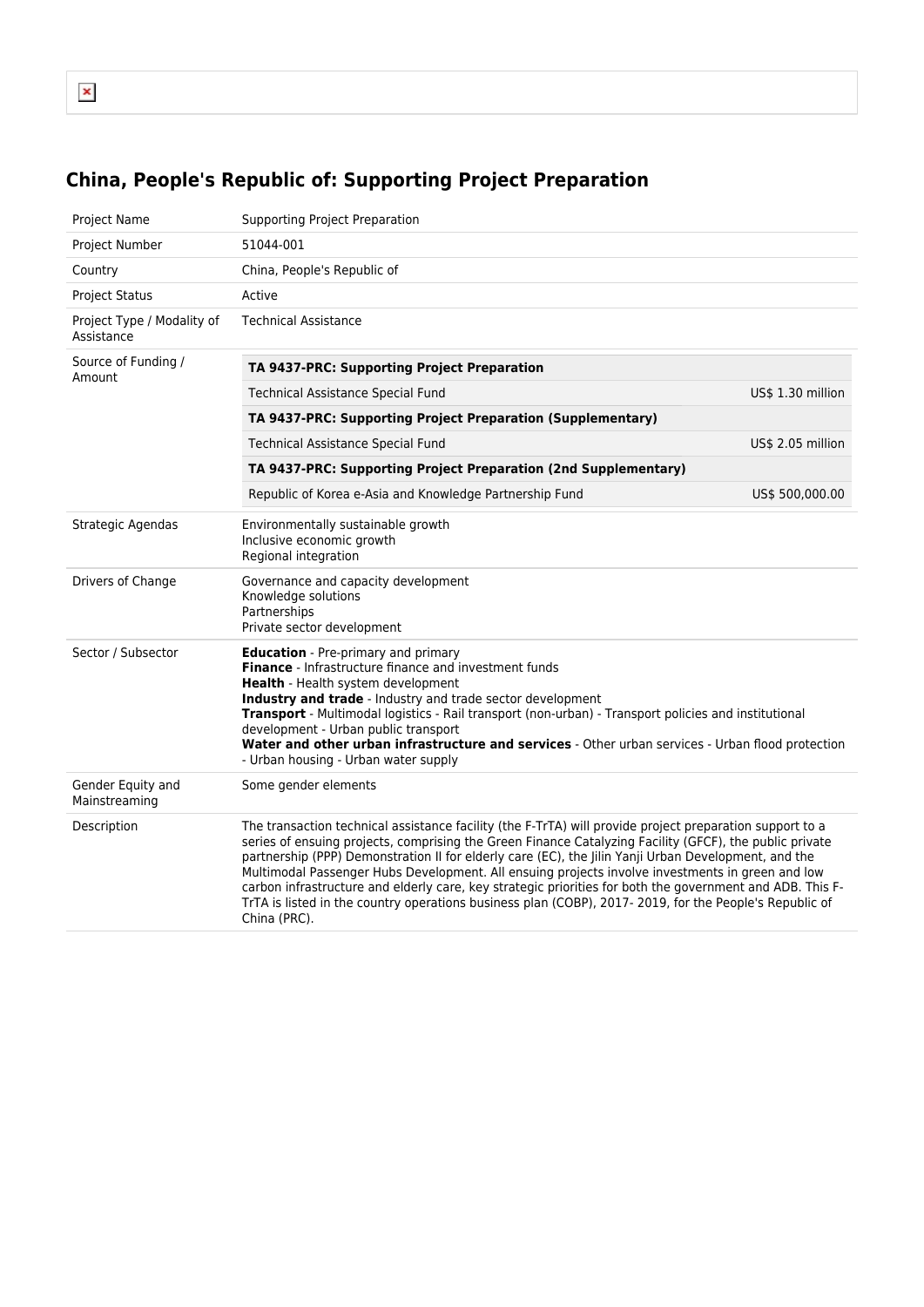# China, People's Republic of: Supporting Project Preparation

| | |
|---|---|
| Project Name | Supporting Project Preparation |
| Project Number | 51044-001 |
| Country | China, People's Republic of |
| Project Status | Active |
| Project Type / Modality of Assistance | Technical Assistance |
| Source of Funding / Amount | **TA 9437-PRC: Supporting Project Preparation**<br>Technical Assistance Special Fund — US$ 1.30 million<br>**TA 9437-PRC: Supporting Project Preparation (Supplementary)**<br>Technical Assistance Special Fund — US$ 2.05 million<br>**TA 9437-PRC: Supporting Project Preparation (2nd Supplementary)**<br>Republic of Korea e-Asia and Knowledge Partnership Fund — US$ 500,000.00 |
| Strategic Agendas | Environmentally sustainable growth<br>Inclusive economic growth<br>Regional integration |
| Drivers of Change | Governance and capacity development<br>Knowledge solutions<br>Partnerships<br>Private sector development |
| Sector / Subsector | **Education** - Pre-primary and primary<br>**Finance** - Infrastructure finance and investment funds<br>**Health** - Health system development<br>**Industry and trade** - Industry and trade sector development<br>**Transport** - Multimodal logistics - Rail transport (non-urban) - Transport policies and institutional development - Urban public transport<br>**Water and other urban infrastructure and services** - Other urban services - Urban flood protection - Urban housing - Urban water supply |
| Gender Equity and Mainstreaming | Some gender elements |
| Description | The transaction technical assistance facility (the F-TrTA) will provide project preparation support to a series of ensuing projects, comprising the Green Finance Catalyzing Facility (GFCF), the public private partnership (PPP) Demonstration II for elderly care (EC), the Jilin Yanji Urban Development, and the Multimodal Passenger Hubs Development. All ensuing projects involve investments in green and low carbon infrastructure and elderly care, key strategic priorities for both the government and ADB. This F-TrTA is listed in the country operations business plan (COBP), 2017- 2019, for the People's Republic of China (PRC). |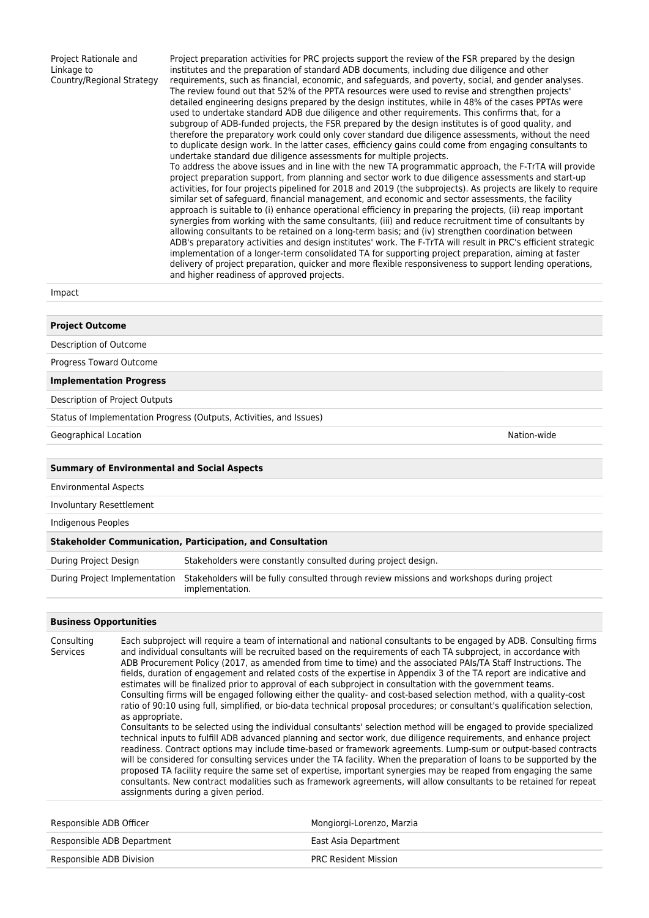| | |
|---|---|
| Project Rationale and Linkage to Country/Regional Strategy | Project preparation activities for PRC projects support the review of the FSR prepared by the design institutes and the preparation of standard ADB documents, including due diligence and other requirements, such as financial, economic, and safeguards, and poverty, social, and gender analyses. The review found out that 52% of the PPTA resources were used to revise and strengthen projects' detailed engineering designs prepared by the design institutes, while in 48% of the cases PPTAs were used to undertake standard ADB due diligence and other requirements. This confirms that, for a subgroup of ADB-funded projects, the FSR prepared by the design institutes is of good quality, and therefore the preparatory work could only cover standard due diligence assessments, without the need to duplicate design work. In the latter cases, efficiency gains could come from engaging consultants to undertake standard due diligence assessments for multiple projects.<br>To address the above issues and in line with the new TA programmatic approach, the F-TrTA will provide project preparation support, from planning and sector work to due diligence assessments and start-up activities, for four projects pipelined for 2018 and 2019 (the subprojects). As projects are likely to require similar set of safeguard, financial management, and economic and sector assessments, the facility approach is suitable to (i) enhance operational efficiency in preparing the projects, (ii) reap important synergies from working with the same consultants, (iii) and reduce recruitment time of consultants by allowing consultants to be retained on a long-term basis; and (iv) strengthen coordination between ADB's preparatory activities and design institutes' work. The F-TrTA will result in PRC's efficient strategic implementation of a longer-term consolidated TA for supporting project preparation, aiming at faster delivery of project preparation, quicker and more flexible responsiveness to support lending operations, and higher readiness of approved projects. |
| Impact | |

| **Project Outcome** | |
|---|---|
| Description of Outcome | |
| Progress Toward Outcome | |
| **Implementation Progress** | |
| Description of Project Outputs | |
| Status of Implementation Progress (Outputs, Activities, and Issues) | |
| Geographical Location | Nation-wide |

| **Summary of Environmental and Social Aspects** | |
|---|---|
| Environmental Aspects | |
| Involuntary Resettlement | |
| Indigenous Peoples | |
| **Stakeholder Communication, Participation, and Consultation** | |
| During Project Design | Stakeholders were constantly consulted during project design. |
| During Project Implementation | Stakeholders will be fully consulted through review missions and workshops during project implementation. |

| **Business Opportunities** | |
|---|---|
| Consulting Services | Each subproject will require a team of international and national consultants to be engaged by ADB. Consulting firms and individual consultants will be recruited based on the requirements of each TA subproject, in accordance with ADB Procurement Policy (2017, as amended from time to time) and the associated PAIs/TA Staff Instructions. The fields, duration of engagement and related costs of the expertise in Appendix 3 of the TA report are indicative and estimates will be finalized prior to approval of each subproject in consultation with the government teams. Consulting firms will be engaged following either the quality- and cost-based selection method, with a quality-cost ratio of 90:10 using full, simplified, or bio-data technical proposal procedures; or consultant's qualification selection, as appropriate.<br>Consultants to be selected using the individual consultants' selection method will be engaged to provide specialized technical inputs to fulfill ADB advanced planning and sector work, due diligence requirements, and enhance project readiness. Contract options may include time-based or framework agreements. Lump-sum or output-based contracts will be considered for consulting services under the TA facility. When the preparation of loans to be supported by the proposed TA facility require the same set of expertise, important synergies may be reaped from engaging the same consultants. New contract modalities such as framework agreements, will allow consultants to be retained for repeat assignments during a given period. |

| | |
|---|---|
| Responsible ADB Officer | Mongiorgi-Lorenzo, Marzia |
| Responsible ADB Department | East Asia Department |
| Responsible ADB Division | PRC Resident Mission |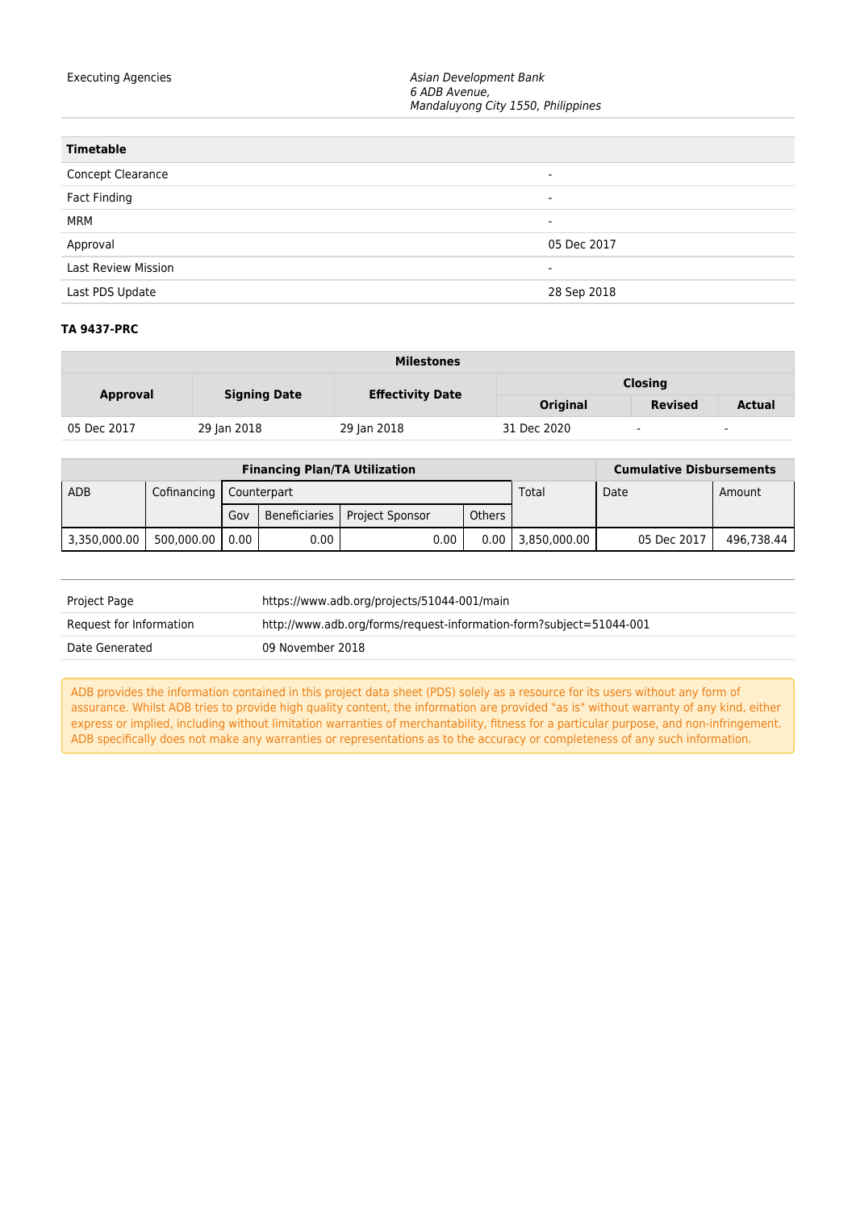| | |
|---|---|
| Executing Agencies | *Asian Development Bank*<br>*6 ADB Avenue,*<br>*Mandaluyong City 1550, Philippines* |

| Timetable | |
|---|---|
| Concept Clearance | - |
| Fact Finding | - |
| MRM | - |
| Approval | 05 Dec 2017 |
| Last Review Mission | - |
| Last PDS Update | 28 Sep 2018 |

**TA 9437-PRC**

| Milestones | | | | | |
|---|---|---|---|---|---|
| Approval | Signing Date | Effectivity Date | Closing | | |
| | | | Original | Revised | Actual |
| 05 Dec 2017 | 29 Jan 2018 | 29 Jan 2018 | 31 Dec 2020 | - | - |

| Financing Plan/TA Utilization | | | | | | | Cumulative Disbursements | |
|---|---|---|---|---|---|---|---|---|
| ADB | Cofinancing | Counterpart | | | | Total | Date | Amount |
| | | Gov | Beneficiaries | Project Sponsor | Others | | | |
| 3,350,000.00 | 500,000.00 | 0.00 | 0.00 | 0.00 | 0.00 | 3,850,000.00 | 05 Dec 2017 | 496,738.44 |

| | |
|---|---|
| Project Page | https://www.adb.org/projects/51044-001/main |
| Request for Information | http://www.adb.org/forms/request-information-form?subject=51044-001 |
| Date Generated | 09 November 2018 |

ADB provides the information contained in this project data sheet (PDS) solely as a resource for its users without any form of assurance. Whilst ADB tries to provide high quality content, the information are provided "as is" without warranty of any kind, either express or implied, including without limitation warranties of merchantability, fitness for a particular purpose, and non-infringement. ADB specifically does not make any warranties or representations as to the accuracy or completeness of any such information.